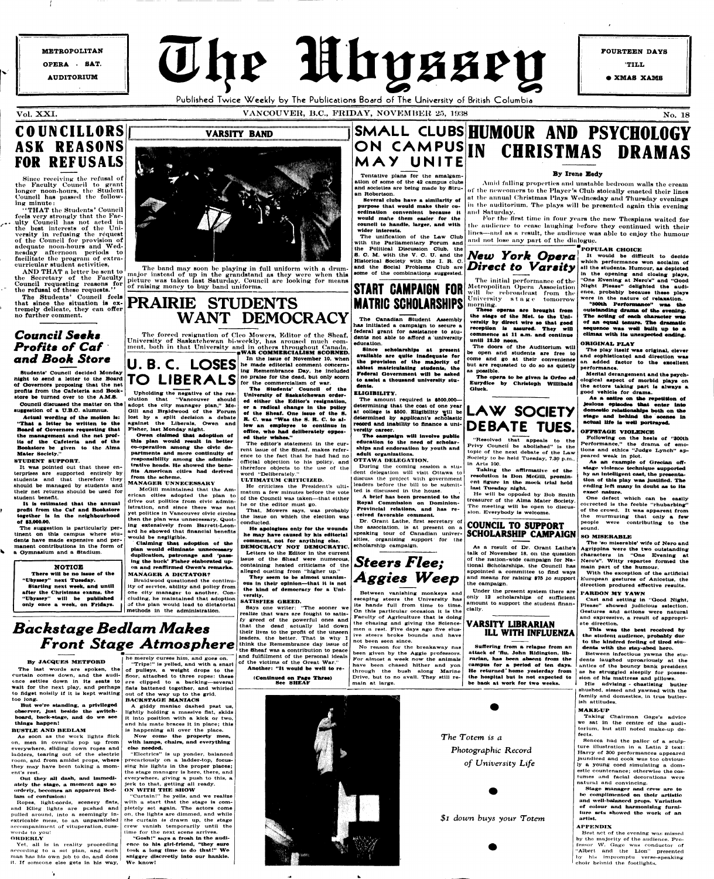METROPOLITAN OPERA - SAT. AUDITORIUM

# The Ubyssey

FOURTEEN DAYS 'TILL XMAS XAMS

Published Twice Weekly by The Publications Board of The University of British Columbia

Vol. XXI. VANCOUVER, B.C., FRIDAY, NOVEMBER 25, 1938 No. 18

## COUNCILLORS ASK REASONS FOR REFUSALS

Since receiving the refusal of the Faculty Council to grant longer noon-hours, the Student Council has passed the following minute:

"THAT the Students' Council feels very strongly that the Faculty Council has not acted in the best interests of the University in refusing the request of the Council for provision of adequate noon-hours and Wednesday afternoon periods to facilitate the program of extra-curricular student activities,

AND THAT a letter be sent to the Secretary of the Faculty Council requesting reasons for the refusal of these requests."

The Students' Council feels that since the situation is extremely delicate, they can offer no further comment.

## *Council Seeks Profits of Caf and Book Store*

**Students' Council decided Monday night to send a letter to the Board of Governors proposing that the net profits from the Cafeteria and Bookstore be turned over to the A.M.S.**

**Council discussed the matter on the suggestion of a U.B.C. alumnus.**

**Actual wording of the motion is: "That a letter be written to the Board of Governors requesting that the management and the net profits of the Cafeteria and of the Bookstore be given to the Alma Mater Society."**

**STUDENT SUPPORT.**

It was pointed out that these enterprises are supported entirely by students and that therefore they should be managed by students and their net returns should be used for student benefit.

**It is estimated that the annual profit from the Caf and Bookstore together is in the neighbourhood of $3,000.00.**

The suggestion is particularly pertinent on this campus where students have made expensive and permanent contributions in the form of a Gymnasium and a Stadium.

**NOTICE**

**There will be no issue of the "Ubyssey" next Tuesday.**

**Starting next week, and until after the Christmas exams, the "Ubyssey" will be published only once a week, on Fridays.**

## VARSITY BAND

The band may soon be playing in full uniform with a drum-major instead of up in the grandstand as they were when this picture was taken last Saturday. Council are looking for means of raising money to buy band uniforms.

## PRAIRIE STUDENTS WANT DEMOCRACY

The forced resignation of Cleo Mowers, Editor of the Sheaf, University of Saskatchewan bi-weekly, has aroused much comment, both in that University and in others throughout Canada.

**WAR COMMERCIALISM SCORNED.**

In the issue of November 10, when he made editorial comment concerning Remembrance Day, he included no praise for the dead, but only scorn for the commercialism of war.

**The Students' Council of the University of Saskatchewan ordered either the Editor's resignation, or a radical change in the policy of the Sheaf. One issue of the S. R. C. was "Was the S. R. C. to allow an employee to continue in office, who had deliberately opposed their wishes."**

The editor's statement in the current issue of the Sheaf, makes reference to the fact that he had had no official objection to his policy, and therefore objects to the use of the word "Deliberately."

**ULTIMATUM CRITICIZED.**

He criticizes the President's ultimatum a few minutes before the vote of the Council was taken—that either he or the editor must go.

That, Mowers says, was probably the issue on which the election was conducted.

**He apologises only for the wounds he may have caused by his editorial comment, not for anything else.**

**DEMOCRACY NOT DEMOCRATIC.**

Letters to the Editor in the current issue of the Sheaf were numerous, containing heated criticisms of the alleged ousting from "higher up."

**They seem to be almost unanimous in their opinion—that it is not the kind of democracy for a University.**

**SATISFIES GREED.**

Says one writer: "The sooner we realize that wars are fought to satisfy greed of the powerful ones and that the dead actually laid down their lives to the profit of the unseen leaders, the better. That is why I think the Remembrance day issue of the Sheaf was a contribution to peace and fulfillment of the personal ideals of the victims of the Great War."

**Another: "It would be well to re-**

**(Continued on Page Three) See SHEAF**

## U. B. C. LOSES TO LIBERALS

Upholding the negative of the resolution that "Vancouver should adopt the city manager plan," McGill and Braidwood of the Forum lost by a split decision a debate against the Liberals, Owen and Fisher, last Monday night.

**Owen claimed that adoption of this plan would result in better co-operation among the civic departments and more continuity of responsibility among the administrative heads. He showed the benefits American cities had derived from the scheme.**

**MANAGER UNNECESSARY**

McGill maintained that the American cities adopted the plan to drive out politics from civic administration, and since there was not yet politics in Vancouver civic circles then the plan was unnecessary. Quoting extensively from Barrett-Leonard he showed that financial benefits would be negligible.

**Claiming that adoption of the plan would eliminate unnecessary duplication, patronage and "passing the buck" Fisher elaborated upon and reaffirmed Owen's remarks.**

**MANAGER A DICTATOR?**

Braidwood questioned the continuity of service, ability and policy from one city manager to another. Concluding, he maintained that adoption of the plan would lead to dictatorial methods in the administration.

## SMALL CLUBS ON CAMPUS MAY UNITE

Tentative plans for the amalgamation of some of the 42 campus clubs and societies are being made by Struan Robertson.

**Several clubs have a similarity of purpose that would make their coordination convenient because it would make them easier for the council to handle, larger, and with wider interests.**

The unification of the Law Club with the Parliamentary Forum and the Political Discussion Club, the S. C. M. with the V. C. U. and the Historical Society with the I. R. C. and the Social Problems Club are some of the combinations suggested.

## START CAMPAIGN FOR MATRIC SCHOLARSHIPS

The Canadian Student Assembly has initiated a campaign to secure a federal grant for assistance to students not able to afford a university education.

**Since scholarships at present available are quite inadequate for the provision of the majority of ablest matriculating students, the Federal Government will be asked to assist a thousand university students.**

**ELIGIBILITY.**

The amount required is $500,000—determining that the cost of one year at college is $500. Eligibility will be determined by applicant's scholastic record and inability to finance a university career.

**The campaign will involve public education to the need of scholarships and endorsation by youth and adult organizations.**

**OTTAWA DELEGATION.**

During the coming session a student delegation will visit Ottawa to discuss the project with government leaders before the bill to be submitted is discussed in the house.

**A brief has been presented to the Royal Commission on Dominion-Provincial relations, and has received favorable comment.**

Dr. Grant Lathe, first secretary of the association, is at present on a speaking tour of Canadian universities, organizing support for the scholarship campaign.

## *Steers Flee; Aggies Weep*

Between vanishing monkeys and escaping steers the University has its hands full from time to time. On this particular occasion it is the Faculty of Agriculture that is doing the chasing and giving the Science-men a rest. Five days ago five elusive steers broke bounds and have not been seen since.

No reason for the breakaway has been given by the Aggie professors. For almost a week now the animals have been chased hither and yon through the bush along Marine Drive, but to no avail. They still remain at large.

## HUMOUR AND PSYCHOLOGY IN CHRISTMAS DRAMAS

**By Irene Eedy**

Amid falling properties and unstable bedroom walls the cream of the newcomers to the Player's Club stoically enacted their lines at the annual Christmas Plays Wednesday and Thursday evenings in the auditorium. The plays will be presented again this evening and Saturday.

For the first time in four years the new Thespians waited for the audience to cease laughing before they continued with their lines—and as a result, the audience was able to enjoy the humour and not lose any part of the dialogue.

**POPULAR CHOICE**

It would be difficult to decide which performance won acclaim of all the students. Humour, as depicted in the opening and closing plays, "One Evening at Nero's" and "Good Night Please" delighted the audience, probably because these plays were in the nature of relaxation.

**"300th Performance" was the outstanding drama of the evening. The acting of each character was of an equal tenure. The dramatic sequence was well built up to a climax with its unexpected ending.**

**ORIGINAL PLAY**

The play itself was original, clever and sophisticated and direction was an added factor to the excellent performance.

Mental derangement and the psychological aspect of morbid plays on the actors taking part is always a good vehicle for drama.

**As a satire on the repetition of jealous episodes that enter into domestic relationships both on the stage and behind the scenes in actual life is well portrayed.**

**OFFSTAGE VIOLENCE**

Following on the heels of "300th Performance," the drama of emotions and ethics "Judge Lynch" appeared weak in plot.

**As an example of Grecian offstage violence technique supported by an intelligent cast, the presentation of this play was justified. The ending left many in doubt as to its exact nature.**

One defect which can be easily corrected is the feeble "rhubarbing" of the crowd. It was apparent from the murmuring that only a few people were contributing to the sound.

**SO MISERABLE**

The 'so miserable' wife of Nero and Agrippina were the two outstanding characters in "One Evening at Nero's". Witty repartee formed the main part of the humour.

With the exception of the artificial European gestures of Anicetus, the direction produced effective results.

**PARDON MY YAWN**

Cast and setting in "Good Night, Please" showed judicious selection. Gestures and actions were natural and expressive, a result of appropriate direction.

**This was the best received by the student audience, probably due to the kindred feeling of tired students with the stay-abed hero.**

Between infectious yawns the students laughed uproariously at the antics of the bouncy bank president as he struggled sleepily for possession of his mattress and pillows.

His advising - chastising butler shushed, sissed and yawned with the family and domestics, in true butlerish attitudes.

**MAKE-UP**

Taking Chairman Gage's advice we sat in the centre of the auditorium, but still noted make-up defects.

Seneca had the pallor of a sculpture illustration in a Latin 2 text: Harry of 300 performances appeared jaundiced and cook was too obviously a young coed simulating a domestic countenance; otherwise the costumes and facial decorations were natural and convincing.

**Stage manager and crew are to be complimented on their artistic and well-balanced props. Variation of colour and harmonizing furniture sets showed the work of an artist.**

**APPENDIX**

Best act of the evening was missed by the majority of the audience. Professor W. Gage was conductor of "Albert and the Lion" presented by his impromptu verse-speaking choir behind the footlights.

## *New York Opera Direct to Varsity*

The initial performance of the Metropolitan Opera Association will be rebroadcast from the University stage tomorrow morning.

**These operas are brought from the stage of the Met. to the University by direct wire so that good reception is assured. They will commence at 11 a.m. and continue until 12.30 noon.**

The doors of the Auditorium will be open and students are free to come and go at their convenience but are requested to do so as quietly as possible.

**The opera to be given is Orfeo ed Eurydice by Christoph Willibald Gluck.**

## LAW SOCIETY DEBATE TUES.

"Resolved that appeals to the Privy Council be abolished" is the topic of the next debate of the Law Society to be held Tuesday, 7.30 p.m., in Arts 100.

**Taking the affirmative of the resolution is Don McGill, prominent figure in the mock trial held last Tuesday night.**

He will be opposed by Bob Smith treasurer of the Alma Mater Society. The meeting will be open to discussion. Everybody is welcome.

## COUNCIL TO SUPPORT SCHOLARSHIP CAMPAIGN

As a result of Dr. Grant Lathe's talk of November 18, on the question of the nation-wide campaign for National Scholarships, the Council has appointed a committee to find ways and means for raising $75 to support the campaign.

Under the present system there are only 12 scholarships of sufficient amount to support the student financially.

## VARSITY LIBRARIAN ILL WITH INFLUENZA

**Suffering from a relapse from an attack of 'flu, John Ridington, librarian, has been absent from the campus for a period of ten days. He returned home yesterday from the hospital but is not expected to be back at work for two weeks.**

*The Totem is a Photographic Record of University Life*

*$1 down buys your Totem*

## *Backstage Bedlam Makes Front Stage Atmosphere*

**By JACQUES METFORD**

The last words are spoken, the curtain comes down, and the audience settles down in its seats to wait for the next play, and perhaps to fidget noisily if it is kept waiting too long.

**But we're standing, a privileged observer, just beside the switchboard, back-stage, and do we see things happen!**

**BUSTLE AND BEDLAM**

As soon as the work lights flick on, men in overalls pop up from everywhere, sliding down ropes and ladders, tearing out of the electric room, and from amidst props, where they may have been taking a moment's rest.

**Out they all dash, and immediately the stage, a moment ago so orderly, becomes an apparent Bedlam of confusion!**

Ropes, light-cords, scenery flats, and Klieg lights are pushed and pulled around, into a seemingly inextricable mess, to an unparalleled accompaniment of vituperation, cusswords to you!

**ORDERLY**

Yet, all is in reality proceeding according to a set plan, and each man has his own job to do, and does it. If someone else gets in his way, he merely curses him, and goes on.

"Trips!" is yelled, and with a snarl of pulleys, a weight drops to the floor, attached to three ropes: these are clipped to a backing—several flats battened together, and whirled out of the way up to the grid.

**BACKSTAGE MANIACS**

A giddy maniac dashed past us, lightly holding a massive flat, skids it into position with a kick or two, and his mate braces it in place; this is happening all over the place.

Now come the property men, **with lamps, chairs, and everything else needed.**

"Electrics" is up yonder, balanced precariously on a ladder-top, focussing his lights in the proper places; the stage manager is here, there, and everywhere, giving a push to this, a jerk to that, getting all ready.

**ON WITH THE SHOW**

"Curtain!" he yells, and we realize with a start that the stage is completely set again. The actors come on, the lights are dimmed, and while the curtain is drawn up, the stage crew vanish temporarily until the time for the next scene arrives.

**"Gosh!" says a frosh in the audience to his girl-friend, "they sure took a long time to do that!" We snigger discreetly into our hankie. We know!**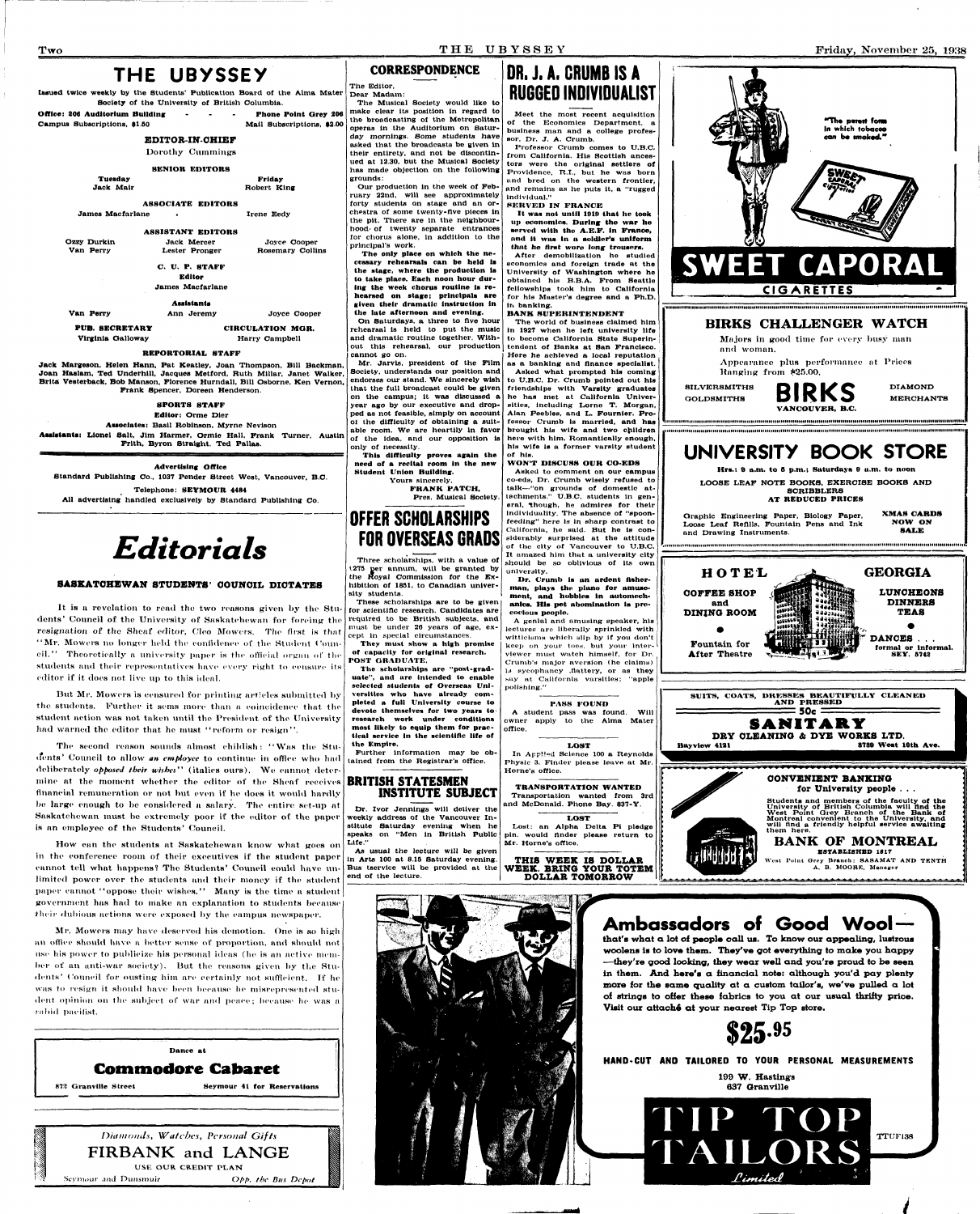# THE UBYSSEY

Issued twice weekly by the Students' Publication Board of the Alma Mater Society of the University of British Columbia.

Office: 206 Auditorium Building - - - Phone Point Grey 206

Campus Subscriptions, $1.50 Mail Subscriptions, $2.00

**EDITOR-IN-CHIEF**

Dorothy Cummings

**SENIOR EDITORS**

Tuesday: Jack Mair
Friday: Robert King

**ASSOCIATE EDITORS**

James Macfarlane, Irene Eedy

**ASSISTANT EDITORS**

Ozzy Durkin, Jack Mercer, Joyce Cooper, Van Perry, Lester Pronger, Rosemary Collins

**C. U. P. STAFF**

Editor: James Macfarlane

Assistants: Van Perry, Ann Jeremy, Joyce Cooper

**PUB. SECRETARY**: Virginia Galloway

**CIRCULATION MGR.**: Harry Campbell

**REPORTORIAL STAFF**

Jack Margeson, Helen Hann, Pat Keatley, Joan Thompson, Bill Backman, Joan Haslam, Ted Underhill, Jacques Metford, Ruth Millar, Janet Walker, Brita Vesterback, Bob Manson, Florence Hurndall, Bill Osborne, Ken Vernon, Frank Spencer, Doreen Henderson.

**SPORTS STAFF**

Editor: Orme Dier

Associates: Basil Robinson, Myrne Nevison

Assistants: Lionel Salt, Jim Harmer, Ormie Hall, Frank Turner, Austin Frith, Byron Straight, Ted Pallas.

**Advertising Office**

Standard Publishing Co., 1037 Pender Street West, Vancouver, B.C.

Telephone: SEYMOUR 4484

All advertising handled exclusively by Standard Publishing Co.

# *Editorials*

## SASKATCHEWAN STUDENTS' COUNCIL DICTATES

It is a revelation to read the two reasons given by the Students' Council of the University of Saskatchewan for forcing the resignation of the Sheaf editor, Cleo Mowers. The first is that "Mr. Mowers no longer held the confidence of the Student Council." Theoretically a university paper is the official organ of the students and their representatives have every right to censure its editor if it does not live up to this ideal.

But Mr. Mowers is censured for printing articles submitted by the students. Further it sems more than a coincidence that the student action was not taken until the President of the University had warned the editor that he must "reform or resign".

The second reason sounds almost childish: "Was the Students' Council to allow *an employee* to continue in office who had deliberately *opposed their wishes*" (italics ours). We cannot determine at the moment whether the editor of the Sheaf receives financial remuneration or not but even if he does it would hardly be large enough to be considered a salary. The entire set-up at Saskatchewan must be extremely poor if the editor of the paper is an employee of the Students' Council.

How can the students at Saskatchewan know what goes on in the conference room of their executives if the student paper cannot tell what happens? The Students' Council could have unlimited power over the students and their money if the student paper cannot "oppose their wishes." Many is the time a student government has had to make an explanation to students because their dubious actions were exposed by the campus newspaper.

Mr. Mowers may have deserved his demotion. One is so high an office should have a better sense of proportion, and should not use his power to publicize his personal ideas (he is an active member of an anti-war society). But the reasons given by the Students' Council for ousting him are certainly not sufficient. If he was to resign it should have been because he misrepresented student opinion on the subject of war and peace; because he was a rabid pacifist.

---

Dance at

**Commodore Cabaret**

872 Granville Street — Seymour 41 for Reservations

---

*Diamonds, Watches, Personal Gifts*

**FIRBANK and LANGE**

USE OUR CREDIT PLAN

Seymour and Dunsmuir — *Opp. the Bus Depot*

---

## CORRESPONDENCE

The Editor,
Dear Madam:

The Musical Society would like to make clear its position in regard to the broadcasting of the Metropolitan operas in the Auditorium on Saturday mornings. Some students have asked that the broadcasts be given in their entirety, and not be discontinued at 12.30, but the Musical Society has made objection on the following grounds:

Our production in the week of February 22nd, will see approximately forty students on stage and an orchestra of some twenty-five pieces in the pit. There are in the neighbourhood of twenty separate entrances for chorus alone, in addition to the principal's work.

**The only place on which the necessary rehearsals can be held is the stage, where the production is to take place. Each noon hour during the week chorus routine is rehearsed on stage; principals are given their dramatic instruction in the late afternoon and evening.**

On Saturdays, a three to five hour rehearsal is held to put the music and dramatic routine together. Without this rehearsal, our production cannot go on.

Mr. Jarvis, president of the Film Society, understands our position and endorses our stand. We sincerely wish that the full broadcast could be given on the campus; it was discussed a year ago by our executive and dropped as not feasible, simply on account of the difficulty of obtaining a suitable room. We are heartily in favor of the idea, and our opposition is only of necessity.

**This difficulty proves again the need of a recital room in the new Student Union Building.**

Yours sincerely,
**FRANK PATCH,**
Pres. Musical Society.

## OFFER SCHOLARSHIPS FOR OVERSEAS GRADS

Three scholarships, with a value of £275 per annum, will be granted by the Royal Commission for the Exhibition of 1851, to Canadian university students.

These scholarships are to be given for scientific research. Candidates are required to be British subjects, and must be under 26 years of age, except in special circumstances.

**They must show a high promise of capacity for original research.**

**POST GRADUATE.**

**The scholarships are "post-graduate", and are intended to enable selected students of Overseas Universities who have already completed a full University course to devote themselves for two years to research work under conditions most likely to equip them for practical service in the scientific life of the Empire.**

Further information may be obtained from the Registrar's office.

## BRITISH STATESMEN INSTITUTE SUBJECT

Dr. Ivor Jennings will deliver the weekly address of the Vancouver Institute Saturday evening when he speaks on "Men in British Public Life."

As usual the lecture will be given in Arts 100 at 8.15 Saturday evening. Bus service will be provided at the end of the lecture.

## DR. J. A. CRUMB IS A RUGGED INDIVIDUALIST

Meet the most recent acquisition of the Economics Department, a business man and a college professor, Dr. J. A. Crumb.

Professor Crumb comes to U.B.C. from California. His Scottish ancestors were the original settlers of Providence, R.I., but he was born and bred on the western frontier, and remains as he puts it, a "rugged individual."

**SERVED IN FRANCE**

**It was not until 1919 that he took up economics. During the war he served with the A.E.F. in France, and it was in a soldier's uniform that he first wore long trousers.**

After demobilization he studied economics and foreign trade at the University of Washington where he obtained his B.B.A. From Seattle fellowships took him to California for his Master's degree and a Ph.D. in banking.

**BANK SUPERINTENDENT**

The world of business claimed him in 1927 when he left university life to become California State Superintendent of Banks at San Francisco. Here he achieved a local reputation as a banking and finance specialist.

Asked what prompted his coming to U.B.C. Dr. Crumb pointed out his friendships with Varsity graduates he has met at California Universities, including Lorne T. Morgan, Alan Peebles, and L. Fournier. Professor Crumb is married, and has brought his wife and two children here with him. Romantically enough, his wife is a former varsity student of his.

**WON'T DISCUSS OUR CO-EDS**

Asked to comment on our campus co-eds, Dr. Crumb wisely refused to talk—"on grounds of domestic attachments." U.B.C. students in general, though, he admires for their individuality. The absence of "spoon-feeding" here is in sharp contrast to California, he said. But he is considerably surprised at the attitude of the city of Vancouver to U.B.C. It amazed him that a university city should be so oblivious of its own university.

**Dr. Crumb is an ardent fisherman, plays the piano for amusement, and hobbles in automechanics. His pet abomination is precocious people.**

A genial and amusing speaker, his lectures are liberally sprinkled with witticisms which slip by if you don't keep on your toes, but your interviewer must watch himself, for Dr. Crumb's major aversion (he claims) is sycophancy, flattery, or as they say at California varsities: "apple polishing."

**PASS FOUND**

A student pass was found. Will owner apply to the Alma Mater office.

**LOST**

In Applied Science 100 a Reynolds Physic 3. Finder please leave at Mr. Horne's office.

**TRANSPORTATION WANTED**

Transportation wanted from 3rd and McDonald. Phone Bay. 837-Y.

**LOST**

Lost: an Alpha Delta Pi pledge pin. Would finder please return to Mr. Horne's office.

**THIS WEEK IS DOLLAR WEEK. BRING YOUR TOTEM DOLLAR TOMORROW**

---

"The purest form in which tobacco can be smoked."

**SWEET CAPORAL CIGARETTES**

---

**BIRKS CHALLENGER WATCH**

Majors in good time for every busy man and woman.

Appearance plus performance at Prices Ranging from $25.00.

SILVERSMITHS GOLDSMITHS — **BIRKS** — DIAMOND MERCHANTS

VANCOUVER, B.C.

---

**UNIVERSITY BOOK STORE**

Hrs.: 9 a.m. to 5 p.m.; Saturdays 9 a.m. to noon

LOOSE LEAF NOTE BOOKS, EXERCISE BOOKS AND SCRIBBLERS AT REDUCED PRICES

Graphic Engineering Paper, Biology Paper, Loose Leaf Refills, Fountain Pens and Ink and Drawing Instruments.

XMAS CARDS NOW ON SALE

---

**HOTEL GEORGIA**

COFFEE SHOP and DINING ROOM

Fountain for After Theatre

LUNCHEONS DINNERS TEAS

DANCES . . . formal or informal. SEY. 5742

---

SUITS, COATS, DRESSES BEAUTIFULLY CLEANED AND PRESSED — 50c

**SANITARY**

DRY CLEANING & DYE WORKS LTD.

Bayview 4131 — 3780 West 10th Ave.

---

**CONVENIENT BANKING for University people . . .**

Students and members of the faculty of the University of British Columbia will find the West Point Grey Branch of the Bank of Montreal convenient to the University, and will find a friendly helpful service awaiting them here.

**BANK OF MONTREAL**

ESTABLISHED 1817

West Point Grey Branch: SASAMAT AND TENTH
A. B. MOORE, Manager

---

**Ambassadors of Good Wool—**

that's what a lot of people call us. To know our appealing, lustrous woolens is to love them. They've got everything to make you happy—they're good looking, they wear well and you're proud to be seen in them. And here's a financial note: although you'd pay plenty more for the same quality at a custom tailor's, we've pulled a lot of strings to offer these fabrics to you at our usual thrifty price. Visit our attaché at your nearest Tip Top store.

**$25.95**

HAND-CUT AND TAILORED TO YOUR PERSONAL MEASUREMENTS

199 W. Hastings
637 Granville

**TIP TOP TAILORS** *Limited*

TTUF138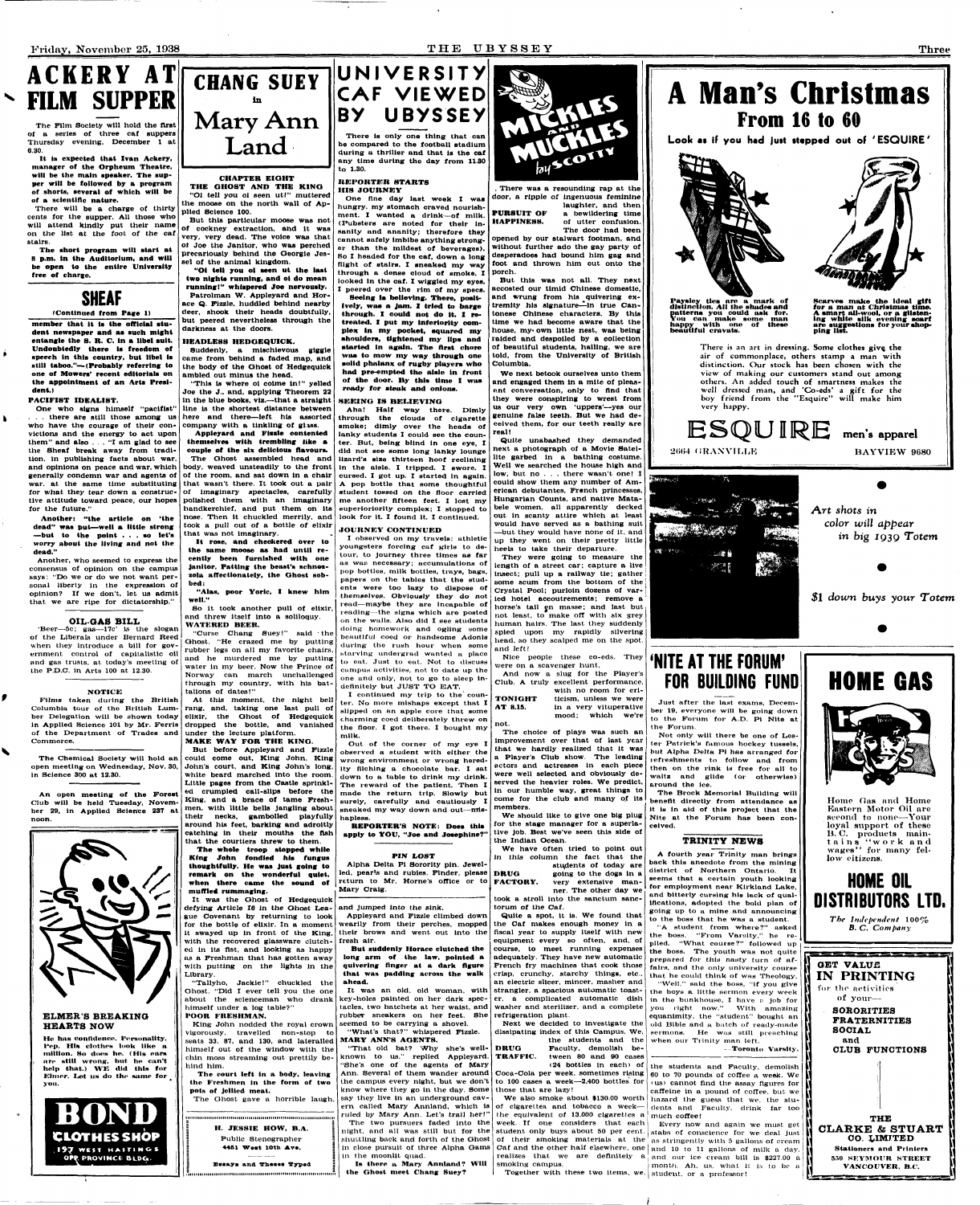# ACKERY AT FILM SUPPER

The Film Society will hold the first of a series of three caf suppers Thursday evening, December 1 at 6.30.

**It is expected that Ivan Ackery, manager of the Orpheum Theatre, will be the main speaker. The supper will be followed by a program of shorts, several of which will be of a scientific nature.**

There will be a charge of thirty cents for the supper. All those who will attend kindly put their name on the list at the foot of the caf stairs.

**The short program will start at 8 p.m. in the Auditorium, and will be open to the entire University free of charge.**

# SHEAF

(Continued from Page 1)

**member that it is the official student newspaper and as such might entangle the S. R. C. in a libel suit. Undoubtedly there is freedom of speech in this country, but libel is still taboo."—(Probably referring to one of Mowers' recent editorials on the appointment of an Arts President.)**

**PACIFIST IDEALIST.**

One who signs himself "pacifist" . . . there are still those among us who have the courage of their convictions and the energy to act upon them" and also . . . "I am glad to see the Sheaf break away from tradition, in publishing facts about war, and opinions on peace and war, which generally condemn war and agents of war, at the same time substituting for what they tear down a constructive attitude toward peace, our hopes for the future."

**Another: "the article on 'the dead" was pure—well a little strong —but to the point . . . so let's worry about the living and not the dead."**

Another, who seemed to express the consensus of opinion on the campus says: "Do we or do we not want personal liberty in the expression of opinion? If we don't, let us admit that we are ripe for dictatorship."

## OIL-GAS BILL

'Beer—5c; gas—17c' is the slogan of the Liberals under Bernard Reed when they introduce a bill for government control of capitalistic oil and gas trusts, at today's meeting of the P.D.C. in Arts 100 at 12.30.

## NOTICE

Films taken during the British Columbia tour of the British Lumber Delegation will be shown today in Applied Science 101 by Mr. Ferris of the Department of Trades and Commerce.

The Chemical Society will hold an open meeting on Wednesday, Nov. 30, in Science 300 at 12.30.

An open meeting of the Forest Club will be held Tuesday, November 29, in Applied Science 237 at noon.

**ELMER'S BREAKING HEARTS NOW**

**He has confidence. Personality. Pep. His clothes look like a million. So does he. (His ears are still wrong, but he can't help that.) WE did this for Elmer. Let us do the same for you.**

**BOND CLOTHES SHOP**
**157 WEST HASTINGS**
**OPP. PROVINCE BLDG.**

# CHANG SUEY in Mary Ann Land

## CHAPTER EIGHT
## THE GHOST AND THE KING

"Oi tell you oi seen ut!" muttered the moose on the north wall of Applied Science 100.

But this particular moose was not of cockney extraction, and it was very, very dead. The voice was that of Joe the Janitor, who was perched precariously behind the Georgie Jessel of the animal kingdom.

**"Oi tell you oi seen ut the last two nights running, and oi do mean running!" whispered Joe nervously.**

Patrolman W. Appleyard and Horace Q. Fizzle, huddled behind nearby deer, shook their heads doubtfully, but peered nevertheless through the darkness at the doors.

**HEADLESS HEDGEQUICK.**

Suddenly, a mischievous giggle came from behind a faded map, and the body of the Ghost of Hedgequick ambled out minus the head.

"This is where oi coime in!" yelled Joe the J, and, applying Theorem 22 in the blue books, viz.—that a straight line is the shortest distance between here and there—left his assorted company with a tinkling of glass.

**Appleyard and Fizzle contented themselves with trembling like a couple of the six delicious flavours.**

The Ghost assembled head and body, weaved unsteadily to the front of the room, and sat down in a chair that wasn't there. It took out a pair of imaginary spectacles, carefully polished them with an imaginary handkerchief, and put them on its nose. Then it chuckled merrily, and took a pull out of a bottle of elixir that was not imaginary.

**It rose, and checkered over to the same moose as had until recently been furnished with one janitor. Patting the beast's schnozzola affectionately, the Ghost sobbed:**

**"Alas, poor Yoric, I knew him well."**

So it took another pull of elixir, and threw itself into a soliloquy.

**WATERED BEER.**

"Curse Chang Suey!" said the Ghost. "He crazed me by putting rubber legs on all my favorite chairs, and he murdered me by putting water in my beer. Now the Prince of Norway can march unchallenged through my country, with his battalions of dates!"

At this moment, the night bell rang, and, taking one last pull of elixir, the Ghost of Hedgequick dropped the bottle, and vanished under the lecture platform.

**MAKE WAY FOR THE KING.**

But before Appleyard and Fizzle could come out, King John, King John's court, and King John's long, white beard marched into the room. Little pages from the Castle sprinkled crumpled call-slips before the King, and a brace of tame Freshmen, with little bells jangling about their necks, gambolled playfully around his feet, barking and adroitly catching in their mouths the fish that the courtiers threw to them.

**The whole troop stopped while King John fondled his fungus thoughtfully. He was just going to remark on the wonderful quiet, when there came the sound of muffled rummaging.**

It was the Ghost of Hedgequick defying Article 16 in the Ghost League Covenant by returning to look for the bottle of elixir. In a moment it swayed up in front of the King, with the recovered glassware clutched in its fist, and looking as happy as a Freshman that has gotten away with putting on the lights in the Library.

"Tallyho, Jackie!" chuckled the Ghost. "Did I ever tell you the one about the sciencemen who drank himself under a log table?"

**POOR FRESHMAN.**

King John nodded the royal crown vigorously, travelled non-stop to seats 33, 87, and 130, and lateralled himself out of the window with the chin moss streaming out prettily behind him.

**The court left in a body, leaving the Freshmen in the form of two pots of jellied meat.**

The Ghost gave a horrible laugh, and jumped into the sink.

Appleyard and Fizzle climbed down wearily from their perches, mopped their brows and went out into the fresh air.

**But suddenly Horace clutched the long arm of the law, pointed a quivering finger at a dark figure that was padding across the walk ahead.**

It was an old, old woman, with key-holes painted on her dark spectacles, two hatchets at her waist, and rubber sneakers on her feet. She seemed to be carrying a shovel.

"What's that?" whispered Fizzle.

**MARY ANN'S AGENTS.**

"That old bat? Why she's well-known to us," replied Appleyard. "She's one of the agents of Mary Ann. Several of them wander around the campus every night, but we don't know where they go in the day. Some say they live in an underground cavern called Mary Annland, which is ruled by Mary Ann. Let's trail her!"

The two pursuers faded into the night, and all was still but for the shuttling back and forth of the Ghost in close pursuit of three Alpha Gams in the moonlit quad.

**Is there a Mary Annland? Will the Ghost meet Chang Suey?**

H. JESSIE HOW, B.A.
Public Stenographer
4451 West 10th Ave.
Essays and Theses Typed

# UNIVERSITY CAF VIEWED BY UBYSSEY

There is only one thing that can be compared to the football stadium during a thriller and that is the caf any time during the day from 11.30 to 1.30.

**REPORTER STARTS HIS JOURNEY**

One fine day last week I was hungry, my stomach craved nourishment. I wanted a drink—of milk. (Pubsters are noted for their insanity and ananity; therefore they cannot safely imbibe anything stronger than the mildest of beverages). So I headed for the caf, down a long flight of stairs. I sneaked my way through a dense cloud of smoke. I looked in the caf. I wiggled my eyes. I peered over the rim of my specs.

**Seeing is believing. There, positively, was a jam. I tried to barge through. I could not do it. I retreated. I put my inferiority complex in my pocket, squared my shoulders, tightened my lips and started in again. The first chore was to mow my way through one solid phalanx of rugby players who had pre-empted the aisle in front of the door. By this time I was ready for steak and onions.**

**SEEING IS BELIEVING**

Aha! Half way there. Dimly through the clouds of cigarette smoke; dimly over the heads of lanky students I could see the counter. But, being blind in one eye, I did not see some long lanky lounge lizard's size thirteen hoof reclining in the aisle. I tripped. I swore. I cursed. I got up. I started in again. A pop bottle that some thoughtful student tossed on the floor carried me another fifteen feet. I lost my superiority complex; I stopped to look for it. I found it. I continued.

**JOURNEY CONTINUED**

I observed on my travels: athletic youngsters forcing caf girls to detour, to journey three times as far as was necessary; accumulations of pop bottles, milk bottles, trays, bags, papers on the tables that the students were too lazy to dispose of *themselves*. Obviously they do not read—maybe they are incapable of reading—the signs which are posted on the walls. Also did I see students doing homework and ogling some beautiful coed or handsome Adonis during the rush hour when some starving undergrad wanted a place to eat. Just to eat. Not to discuss campus activities, not to date up the one and only, not to go to sleep indefinitely but JUST TO EAT.

I continued my trip to the counter. No more mishaps except that I slipped on an apple core that some charming coed deliberately threw on the floor. I got there. I bought my milk.

Out of the corner of my eye I observed a student with either the wrong environment or wrong heredity filching a chocolate bar. I sat down to a table to drink my drink. The reward of the patient. Then I made the return trip. Slowly but surely, carefully and cautiously I sneaked my way down and out—mishapless.

**REPORTER'S NOTE: Does this apply to YOU, "Joe and Josephine?"**

**PIN LOST**

Alpha Delta Pi Sorority pin. Jewelled, pearls and rubies. Finder, please return to Mr. Horne's office or to Mary Craig.

# MICKLES AND MUCKLES by SCOTTY

. There was a resounding rap at the door, a ripple of ingenuous feminine laughter, and then a bewildering time of utter confusion. The door had been opened by our stalwart footman, and without further ado the gay party of desperadoes had bound him gag and foot and thrown him out onto the porch.

**PURSUIT OF HAPPINESS.**

But this was not all. They next accosted our timid Chinese domestic, and wrung from his quivering extremity his signature—in true Cantonese Chinese characters. By this time we had become aware that the house, my own little nest, was being raided and despoiled by a collection of beautiful students, hailing, we are told, from the University of British Columbia.

We next betook ourselves into them and engaged them in a mite of pleasant conversation, only to find that they were conspiring to wrest from us our very own 'uppers'—yes our genuine false teeth. But we had deceived them, for our teeth really are real!

Quite unabashed they demanded next a photograph of a Movie Satellite garbed in a bathing costume. Well we searched the house high and low, but no . . . there wasn't one! I could show them any number of American debutantes, French princesses, Hungarian Counts, and native Matabele women, all apparently decked out in scanty attire which at least would have served as a bathing suit—but they would have none of it, and up they went on their pretty little heels to take their departure.

They were going to measure the length of a street car; capture a live insect; pull up a railway tie; gather some scum from the bottom of the Crystal Pool; purloin dozens of varied hotel accoutrements; remove a horse's tail en masse; and last but not least, to make off with six grey human hairs. The last they suddenly spied upon my rapidly silvering head, so they scalped me on the spot, and left!

Nice people these co-eds. They were on a scavenger hunt.

And now a plug for the Player's Club. A truly excellent performance, with no room for criticism, unless we were in a very vituperative mood; which we're not.

**TONIGHT AT 8.15.**

The choice of plays was such an improvement over that of last year that we hardly realized that it was a Player's Club show. The leading actors and actresses in each piece were well selected and obviously deserved the heavier roles. We predict, in our humble way, great things to come for the club and many of its members.

We should like to give one big plug for the stage manager for a superlative job. Best we've seen this side of the Indian Ocean.

We have often tried to point out in this column the fact that the students of today are going to the dogs in a very extensive manner. The other day we took a stroll into the sanctum sanctorum of the Caf.

**DRUG FACTORY.**

Quite a spot, it is. We found that the Caf makes enough money in a fiscal year to supply itself with new equipment every so often, and, of course, to meet running expenses adequately. They have new automatic French fry machines that cook those crisp, crunchy, starchy things, etc., an electric slicer, mincer, masher and strangler, a spacious automatic toaster, a complicated automatic dish washer and sterilizer, and a complete refrigeration plant.

Next we decided to investigate the dissipating index of this Campus. We, the students and the Faculty, demolish between 80 and 90 cases (24 bottles in each) of Coca-Cola per week, sometimes rising to 100 cases a week—2,400 bottles for those that are lazy.

**DRUG TRAFFIC.**

We also smoke about $130.00 worth of cigarettes and tobacco a week—the equivalent of 13,000 cigarettes a week. If one considers that each student only buys about 50 per cent. of their smoking materials at the Caf and the other half elsewhere, one realizes that we are definitely a smoking campus.

Together with these two items, we, the students and Faculty, demolish 60 to 70 pounds of coffee a week. We (us) cannot find the assay figures for caffeine in a pound of coffee, but we hazard the guess that we, the students and Faculty, drink far too much coffee!

Every now and again we must get stabs of conscience for we deal just as stringently with 5 gallons of cream and 10 to 11 gallons of milk a day, and our ice cream bill is $227.00 a month. Ah, us, what it is to be a student, or a professor!

# 'NITE AT THE FORUM' FOR BUILDING FUND

Just after the last exams, December 19, everyone will be going down to the Forum for A.D. Pi Nite at the Forum.

Not only will there be one of Lester Patrick's famous hockey tussels, but Alpha Delta Pi has arranged for refreshments to follow and from then on the rink is free for all to waltz and glide (or otherwise) around the ice.

The Brock Memorial Building will benefit directly from attendance as it is in aid of this project that the Nite at the Forum has been conceived.

## TRINITY NEWS

A fourth year Trinity man brings back this anecdote from the mining district of Northern Ontario. It seems that a certain youth looking for employment near Kirkland Lake, and bitterly cursing his lack of qualifications, adopted the bold plan of going up to a mine and announcing to the boss that he was a student.

"A student from where?" asked the boss. "From Varsity," he replied. "What course?" followed up the boss. The youth was not quite prepared for this nasty turn of affairs, and the only university course that he could think of was Theology.

"Well," said the boss, "if you give the boys a little sermon every week in the bunkhouse, I have a job for you right now." With amazing equanimity, the "student" bought an old Bible and a batch of ready-made sermons. He was still preaching when our Trinity man left.

—Toronto Varsity.

# A Man's Christmas From 16 to 60

Look as if you had just stepped out of 'ESQUIRE'

Paysley ties are a mark of distinction. All the shades and patterns you could ask for. You can make some man happy with one of these beautiful cravats.

Scarves make the ideal gift for a man at Christmas time. A smart all-wool, or a glistening white silk evening scarf are suggestions for your shopping list.

There is an art in dressing. Some clothes give the air of commonplace, others stamp a man with distinction. Our stock has been chosen with the view of making our customers stand out among others. An added touch of smartness makes the well dressed man, and 'Co-eds' a gift for the boy friend from the "Esquire" will make him very happy.

**ESQUIRE** men's apparel
2664 GRANVILLE BAYVIEW 9680

*Art shots in color will appear in big 1939 Totem*

*$1 down buys your Totem*

# HOME GAS

Home Gas and Home Eastern Motor Oil are second to none—Your loyal support of these B. C. products maintains "work and wages" for many fellow citizens.

# HOME OIL DISTRIBUTORS LTD.

*The Independent 100% B. C. Company*

**GET VALUE IN PRINTING**
for the activities of your—
**SORORITIES**
**FRATERNITIES**
**SOCIAL**
and
**CLUB FUNCTIONS**

**THE CLARKE & STUART CO. LIMITED**
Stationers and Printers
550 SEYMOUR STREET
VANCOUVER, B.C.